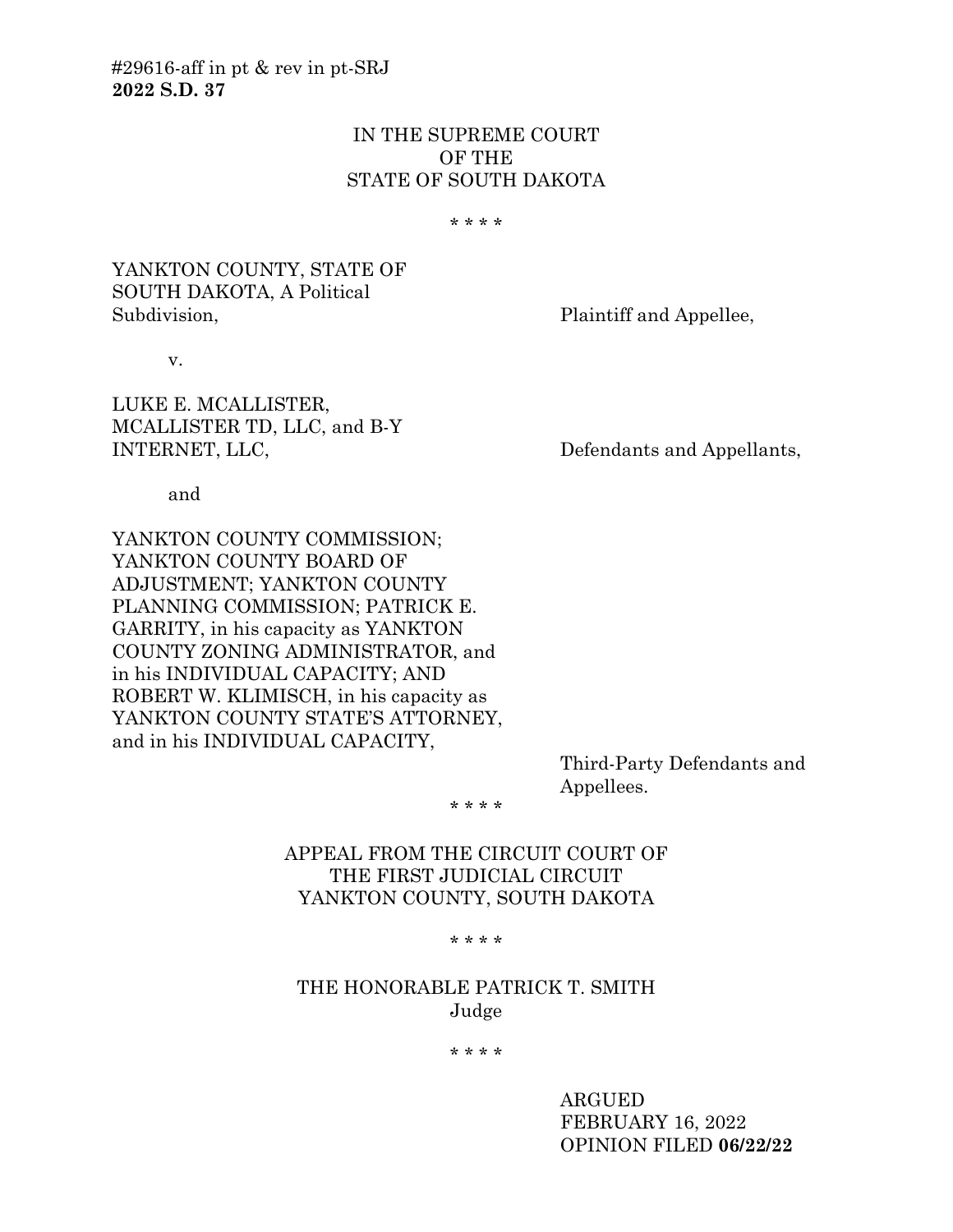#29616-aff in pt & rev in pt-SRJ
**2022 S.D. 37**

IN THE SUPREME COURT
OF THE
STATE OF SOUTH DAKOTA

\* \* \* \*

YANKTON COUNTY, STATE OF SOUTH DAKOTA, A Political Subdivision, Plaintiff and Appellee,

v.

LUKE E. MCALLISTER, MCALLISTER TD, LLC, and B-Y INTERNET, LLC, Defendants and Appellants,

and

YANKTON COUNTY COMMISSION; YANKTON COUNTY BOARD OF ADJUSTMENT; YANKTON COUNTY PLANNING COMMISSION; PATRICK E. GARRITY, in his capacity as YANKTON COUNTY ZONING ADMINISTRATOR, and in his INDIVIDUAL CAPACITY; AND ROBERT W. KLIMISCH, in his capacity as YANKTON COUNTY STATE'S ATTORNEY, and in his INDIVIDUAL CAPACITY, Third-Party Defendants and Appellees.

\* \* \* \*

APPEAL FROM THE CIRCUIT COURT OF
THE FIRST JUDICIAL CIRCUIT
YANKTON COUNTY, SOUTH DAKOTA

\* \* \* \*

THE HONORABLE PATRICK T. SMITH
Judge

\* \* \* \*

ARGUED
FEBRUARY 16, 2022
OPINION FILED **06/22/22**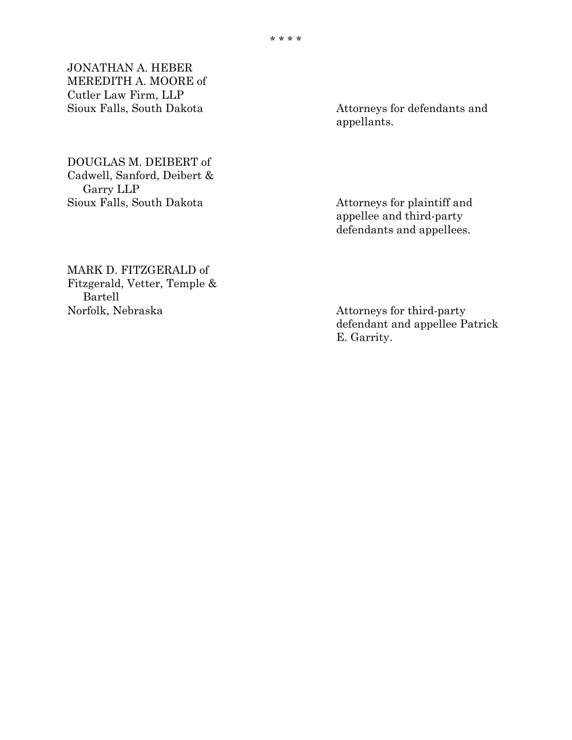* * * *

JONATHAN A. HEBER
MEREDITH A. MOORE of
Cutler Law Firm, LLP
Sioux Falls, South Dakota

Attorneys for defendants and appellants.

DOUGLAS M. DEIBERT of
Cadwell, Sanford, Deibert &
Garry LLP
Sioux Falls, South Dakota

Attorneys for plaintiff and appellee and third-party defendants and appellees.

MARK D. FITZGERALD of
Fitzgerald, Vetter, Temple &
Bartell
Norfolk, Nebraska

Attorneys for third-party defendant and appellee Patrick E. Garrity.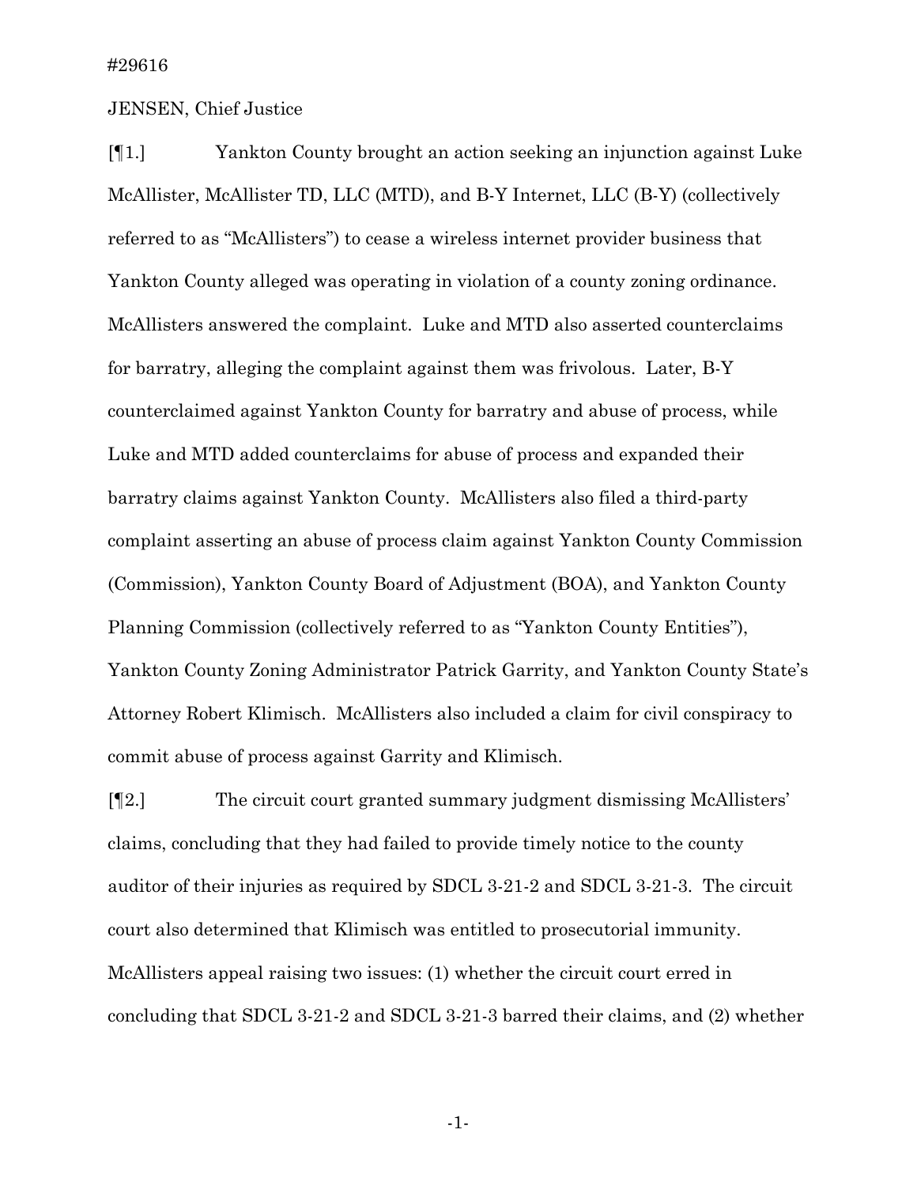#29616

JENSEN, Chief Justice

[¶1.] Yankton County brought an action seeking an injunction against Luke McAllister, McAllister TD, LLC (MTD), and B-Y Internet, LLC (B-Y) (collectively referred to as "McAllisters") to cease a wireless internet provider business that Yankton County alleged was operating in violation of a county zoning ordinance. McAllisters answered the complaint. Luke and MTD also asserted counterclaims for barratry, alleging the complaint against them was frivolous. Later, B-Y counterclaimed against Yankton County for barratry and abuse of process, while Luke and MTD added counterclaims for abuse of process and expanded their barratry claims against Yankton County. McAllisters also filed a third-party complaint asserting an abuse of process claim against Yankton County Commission (Commission), Yankton County Board of Adjustment (BOA), and Yankton County Planning Commission (collectively referred to as "Yankton County Entities"), Yankton County Zoning Administrator Patrick Garrity, and Yankton County State's Attorney Robert Klimisch. McAllisters also included a claim for civil conspiracy to commit abuse of process against Garrity and Klimisch.

[¶2.] The circuit court granted summary judgment dismissing McAllisters' claims, concluding that they had failed to provide timely notice to the county auditor of their injuries as required by SDCL 3-21-2 and SDCL 3-21-3. The circuit court also determined that Klimisch was entitled to prosecutorial immunity. McAllisters appeal raising two issues: (1) whether the circuit court erred in concluding that SDCL 3-21-2 and SDCL 3-21-3 barred their claims, and (2) whether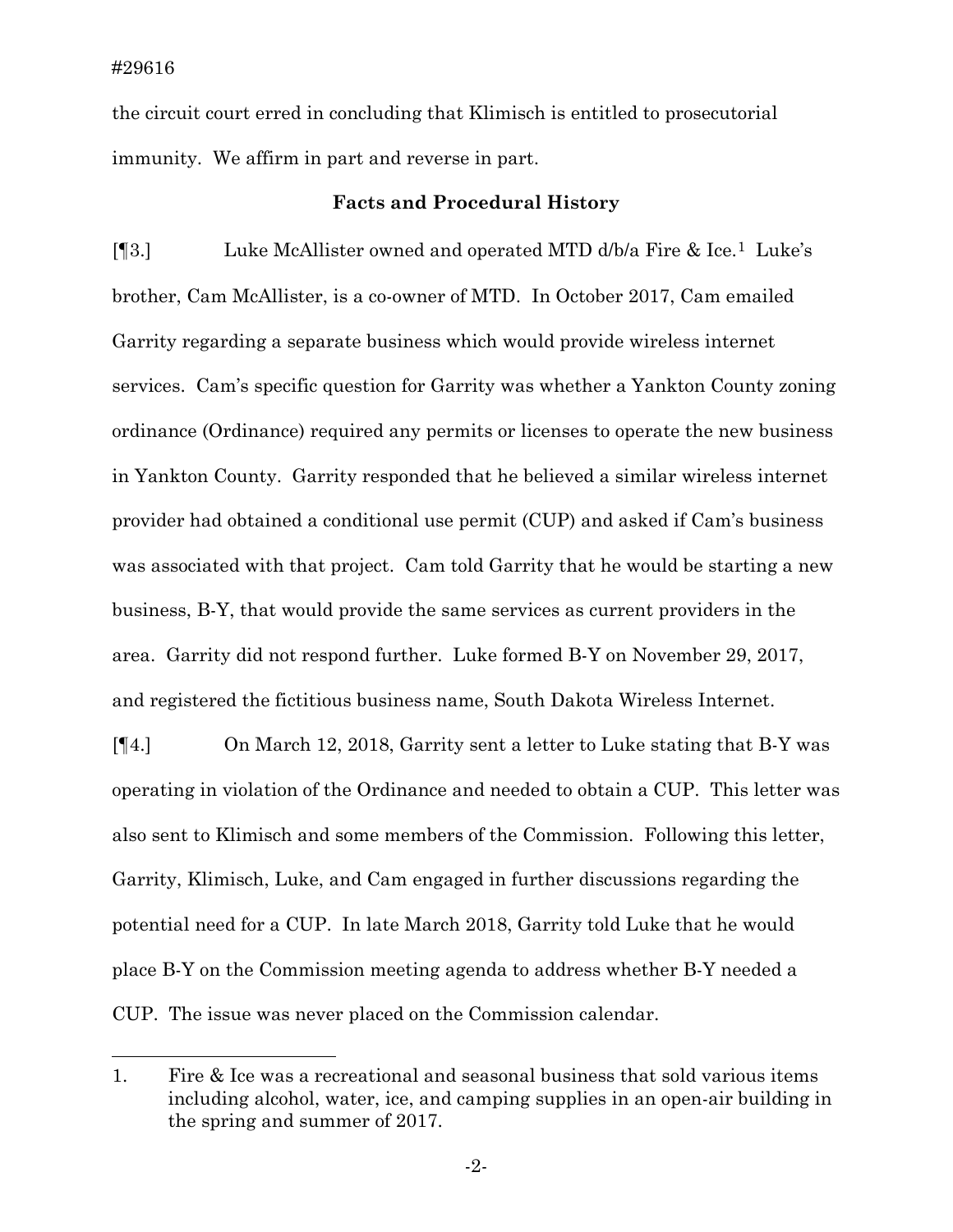the circuit court erred in concluding that Klimisch is entitled to prosecutorial immunity. We affirm in part and reverse in part.

### Facts and Procedural History

[¶3.] Luke McAllister owned and operated MTD d/b/a Fire & Ice.[1] Luke's brother, Cam McAllister, is a co-owner of MTD. In October 2017, Cam emailed Garrity regarding a separate business which would provide wireless internet services. Cam's specific question for Garrity was whether a Yankton County zoning ordinance (Ordinance) required any permits or licenses to operate the new business in Yankton County. Garrity responded that he believed a similar wireless internet provider had obtained a conditional use permit (CUP) and asked if Cam's business was associated with that project. Cam told Garrity that he would be starting a new business, B-Y, that would provide the same services as current providers in the area. Garrity did not respond further. Luke formed B-Y on November 29, 2017, and registered the fictitious business name, South Dakota Wireless Internet.

[¶4.] On March 12, 2018, Garrity sent a letter to Luke stating that B-Y was operating in violation of the Ordinance and needed to obtain a CUP. This letter was also sent to Klimisch and some members of the Commission. Following this letter, Garrity, Klimisch, Luke, and Cam engaged in further discussions regarding the potential need for a CUP. In late March 2018, Garrity told Luke that he would place B-Y on the Commission meeting agenda to address whether B-Y needed a CUP. The issue was never placed on the Commission calendar.

---

1. Fire & Ice was a recreational and seasonal business that sold various items including alcohol, water, ice, and camping supplies in an open-air building in the spring and summer of 2017.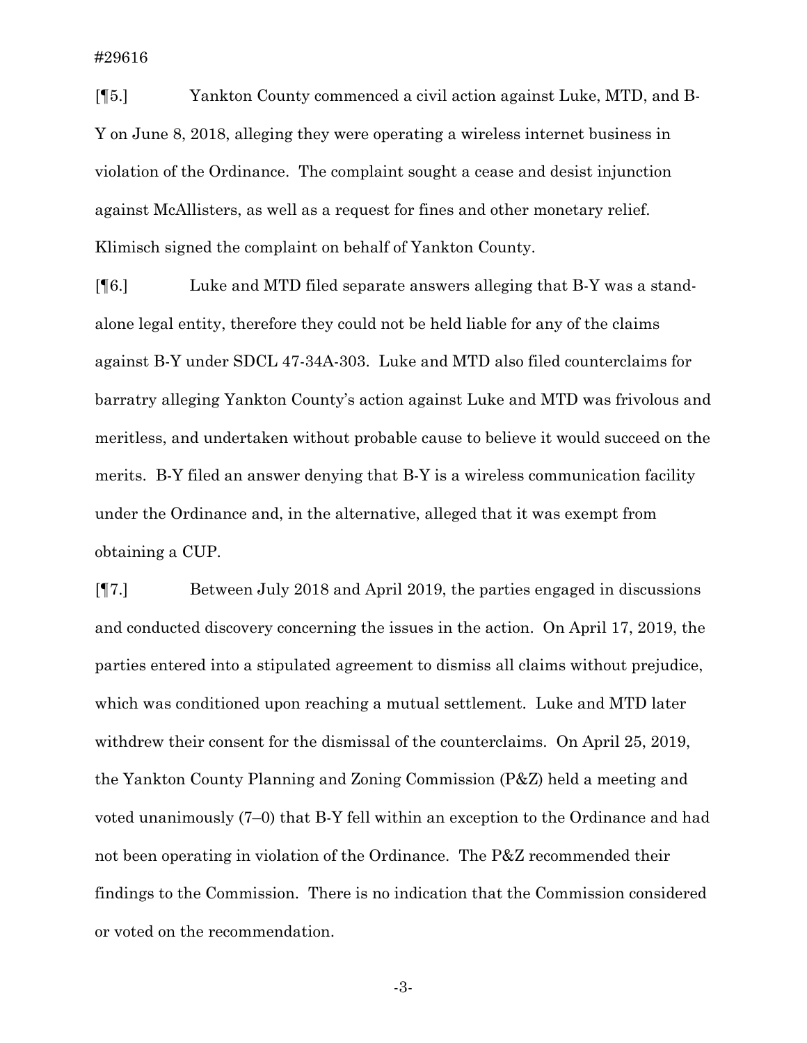[¶5.] Yankton County commenced a civil action against Luke, MTD, and B-Y on June 8, 2018, alleging they were operating a wireless internet business in violation of the Ordinance. The complaint sought a cease and desist injunction against McAllisters, as well as a request for fines and other monetary relief. Klimisch signed the complaint on behalf of Yankton County.

[¶6.] Luke and MTD filed separate answers alleging that B-Y was a stand-alone legal entity, therefore they could not be held liable for any of the claims against B-Y under SDCL 47-34A-303. Luke and MTD also filed counterclaims for barratry alleging Yankton County's action against Luke and MTD was frivolous and meritless, and undertaken without probable cause to believe it would succeed on the merits. B-Y filed an answer denying that B-Y is a wireless communication facility under the Ordinance and, in the alternative, alleged that it was exempt from obtaining a CUP.

[¶7.] Between July 2018 and April 2019, the parties engaged in discussions and conducted discovery concerning the issues in the action. On April 17, 2019, the parties entered into a stipulated agreement to dismiss all claims without prejudice, which was conditioned upon reaching a mutual settlement. Luke and MTD later withdrew their consent for the dismissal of the counterclaims. On April 25, 2019, the Yankton County Planning and Zoning Commission (P&Z) held a meeting and voted unanimously (7–0) that B-Y fell within an exception to the Ordinance and had not been operating in violation of the Ordinance. The P&Z recommended their findings to the Commission. There is no indication that the Commission considered or voted on the recommendation.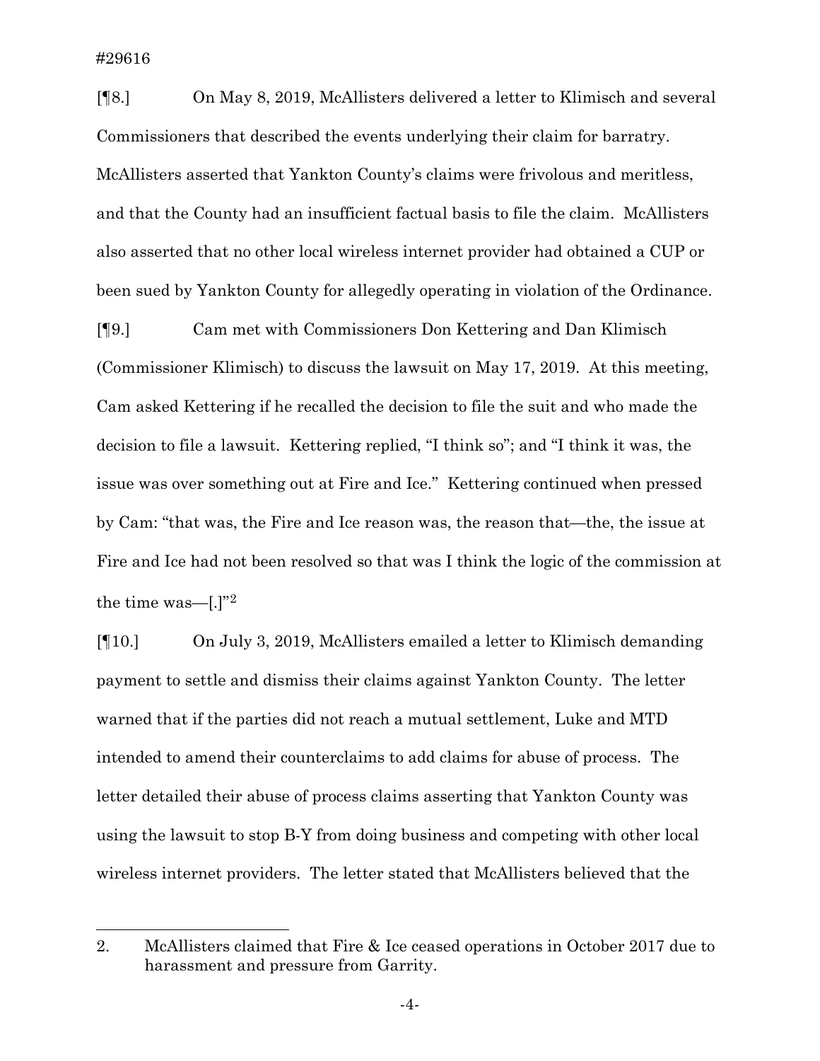[¶8.] On May 8, 2019, McAllisters delivered a letter to Klimisch and several Commissioners that described the events underlying their claim for barratry. McAllisters asserted that Yankton County's claims were frivolous and meritless, and that the County had an insufficient factual basis to file the claim. McAllisters also asserted that no other local wireless internet provider had obtained a CUP or been sued by Yankton County for allegedly operating in violation of the Ordinance.

[¶9.] Cam met with Commissioners Don Kettering and Dan Klimisch (Commissioner Klimisch) to discuss the lawsuit on May 17, 2019. At this meeting, Cam asked Kettering if he recalled the decision to file the suit and who made the decision to file a lawsuit. Kettering replied, "I think so"; and "I think it was, the issue was over something out at Fire and Ice." Kettering continued when pressed by Cam: "that was, the Fire and Ice reason was, the reason that—the, the issue at Fire and Ice had not been resolved so that was I think the logic of the commission at the time was—[.]"[2]

[¶10.] On July 3, 2019, McAllisters emailed a letter to Klimisch demanding payment to settle and dismiss their claims against Yankton County. The letter warned that if the parties did not reach a mutual settlement, Luke and MTD intended to amend their counterclaims to add claims for abuse of process. The letter detailed their abuse of process claims asserting that Yankton County was using the lawsuit to stop B-Y from doing business and competing with other local wireless internet providers. The letter stated that McAllisters believed that the

---

2. McAllisters claimed that Fire & Ice ceased operations in October 2017 due to harassment and pressure from Garrity.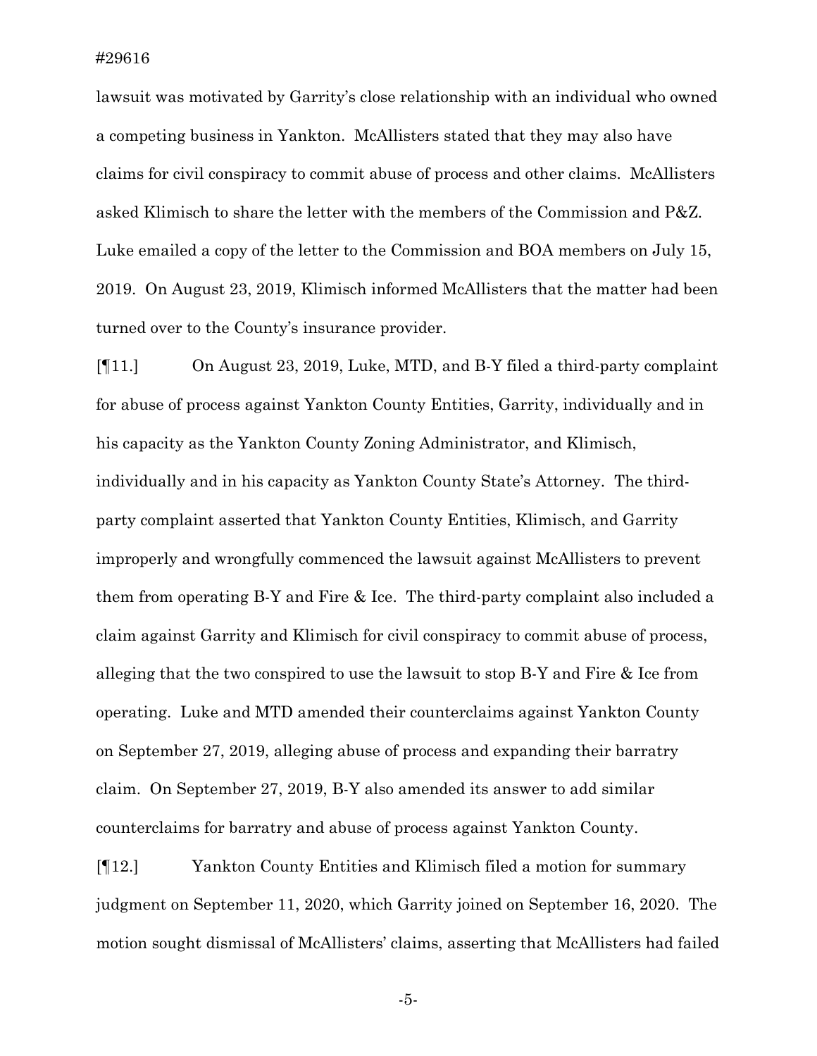lawsuit was motivated by Garrity's close relationship with an individual who owned a competing business in Yankton. McAllisters stated that they may also have claims for civil conspiracy to commit abuse of process and other claims. McAllisters asked Klimisch to share the letter with the members of the Commission and P&Z. Luke emailed a copy of the letter to the Commission and BOA members on July 15, 2019. On August 23, 2019, Klimisch informed McAllisters that the matter had been turned over to the County's insurance provider.

[¶11.] On August 23, 2019, Luke, MTD, and B-Y filed a third-party complaint for abuse of process against Yankton County Entities, Garrity, individually and in his capacity as the Yankton County Zoning Administrator, and Klimisch, individually and in his capacity as Yankton County State's Attorney. The third-party complaint asserted that Yankton County Entities, Klimisch, and Garrity improperly and wrongfully commenced the lawsuit against McAllisters to prevent them from operating B-Y and Fire & Ice. The third-party complaint also included a claim against Garrity and Klimisch for civil conspiracy to commit abuse of process, alleging that the two conspired to use the lawsuit to stop B-Y and Fire & Ice from operating. Luke and MTD amended their counterclaims against Yankton County on September 27, 2019, alleging abuse of process and expanding their barratry claim. On September 27, 2019, B-Y also amended its answer to add similar counterclaims for barratry and abuse of process against Yankton County.

[¶12.] Yankton County Entities and Klimisch filed a motion for summary judgment on September 11, 2020, which Garrity joined on September 16, 2020. The motion sought dismissal of McAllisters' claims, asserting that McAllisters had failed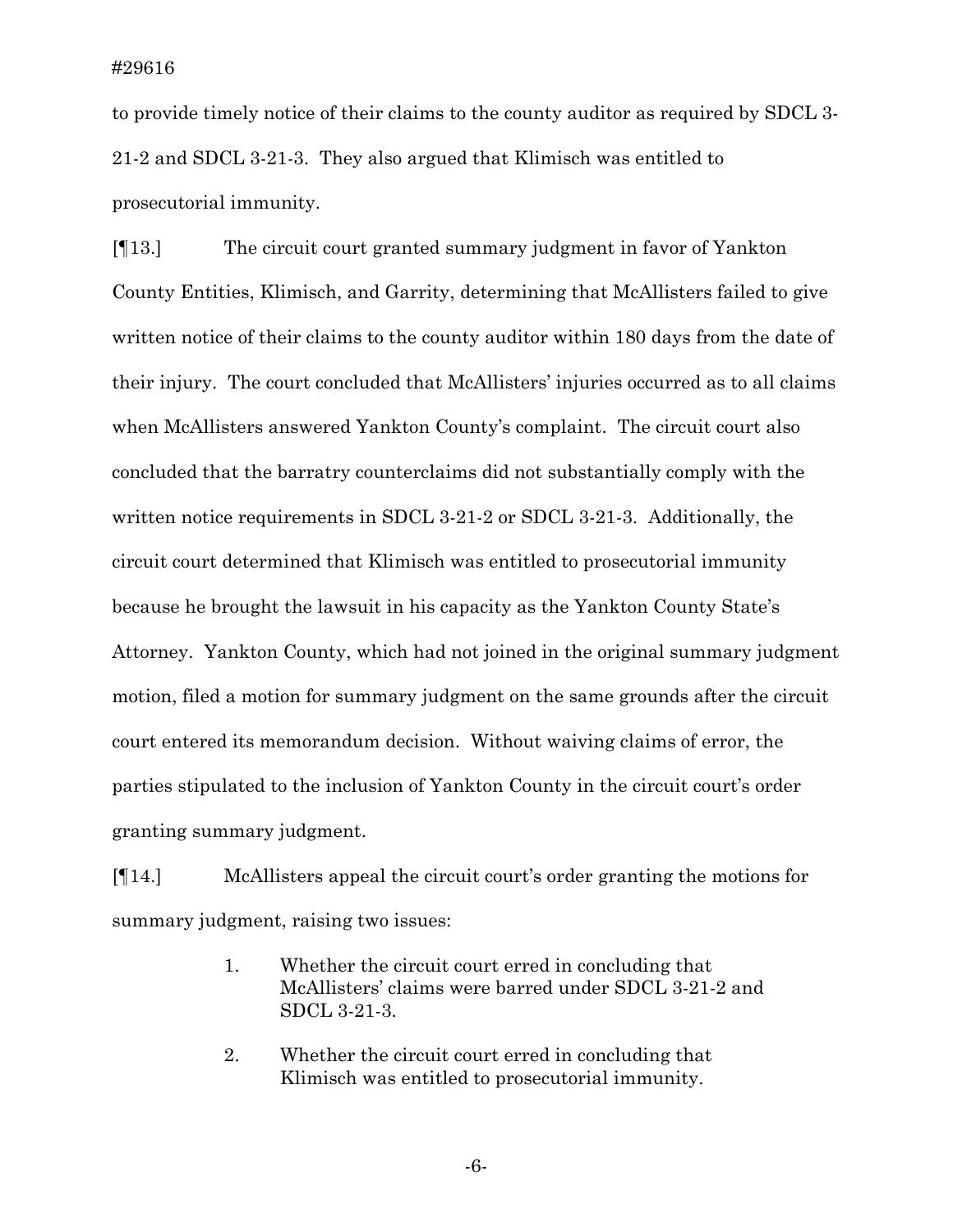to provide timely notice of their claims to the county auditor as required by SDCL 3-21-2 and SDCL 3-21-3. They also argued that Klimisch was entitled to prosecutorial immunity.

[¶13.] The circuit court granted summary judgment in favor of Yankton County Entities, Klimisch, and Garrity, determining that McAllisters failed to give written notice of their claims to the county auditor within 180 days from the date of their injury. The court concluded that McAllisters' injuries occurred as to all claims when McAllisters answered Yankton County's complaint. The circuit court also concluded that the barratry counterclaims did not substantially comply with the written notice requirements in SDCL 3-21-2 or SDCL 3-21-3. Additionally, the circuit court determined that Klimisch was entitled to prosecutorial immunity because he brought the lawsuit in his capacity as the Yankton County State's Attorney. Yankton County, which had not joined in the original summary judgment motion, filed a motion for summary judgment on the same grounds after the circuit court entered its memorandum decision. Without waiving claims of error, the parties stipulated to the inclusion of Yankton County in the circuit court's order granting summary judgment.

[¶14.] McAllisters appeal the circuit court's order granting the motions for summary judgment, raising two issues:

1. Whether the circuit court erred in concluding that McAllisters' claims were barred under SDCL 3-21-2 and SDCL 3-21-3.
2. Whether the circuit court erred in concluding that Klimisch was entitled to prosecutorial immunity.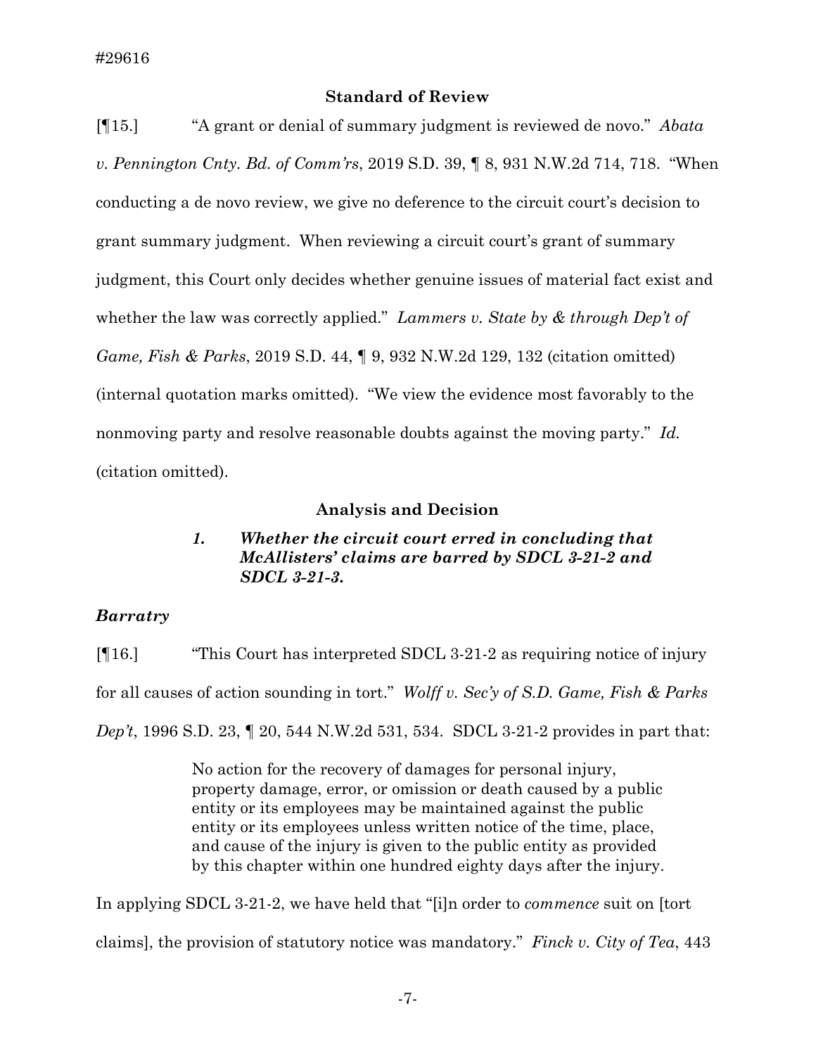## Standard of Review

[¶15.] "A grant or denial of summary judgment is reviewed de novo." *Abata v. Pennington Cnty. Bd. of Comm'rs*, 2019 S.D. 39, ¶ 8, 931 N.W.2d 714, 718. "When conducting a de novo review, we give no deference to the circuit court's decision to grant summary judgment. When reviewing a circuit court's grant of summary judgment, this Court only decides whether genuine issues of material fact exist and whether the law was correctly applied." *Lammers v. State by & through Dep't of Game, Fish & Parks*, 2019 S.D. 44, ¶ 9, 932 N.W.2d 129, 132 (citation omitted) (internal quotation marks omitted). "We view the evidence most favorably to the nonmoving party and resolve reasonable doubts against the moving party." *Id.* (citation omitted).

## Analysis and Decision

### *1. Whether the circuit court erred in concluding that McAllisters' claims are barred by SDCL 3-21-2 and SDCL 3-21-3.*

### *Barratry*

[¶16.] "This Court has interpreted SDCL 3-21-2 as requiring notice of injury for all causes of action sounding in tort." *Wolff v. Sec'y of S.D. Game, Fish & Parks Dep't*, 1996 S.D. 23, ¶ 20, 544 N.W.2d 531, 534. SDCL 3-21-2 provides in part that:

> No action for the recovery of damages for personal injury, property damage, error, or omission or death caused by a public entity or its employees may be maintained against the public entity or its employees unless written notice of the time, place, and cause of the injury is given to the public entity as provided by this chapter within one hundred eighty days after the injury.

In applying SDCL 3-21-2, we have held that "[i]n order to *commence* suit on [tort claims], the provision of statutory notice was mandatory." *Finck v. City of Tea*, 443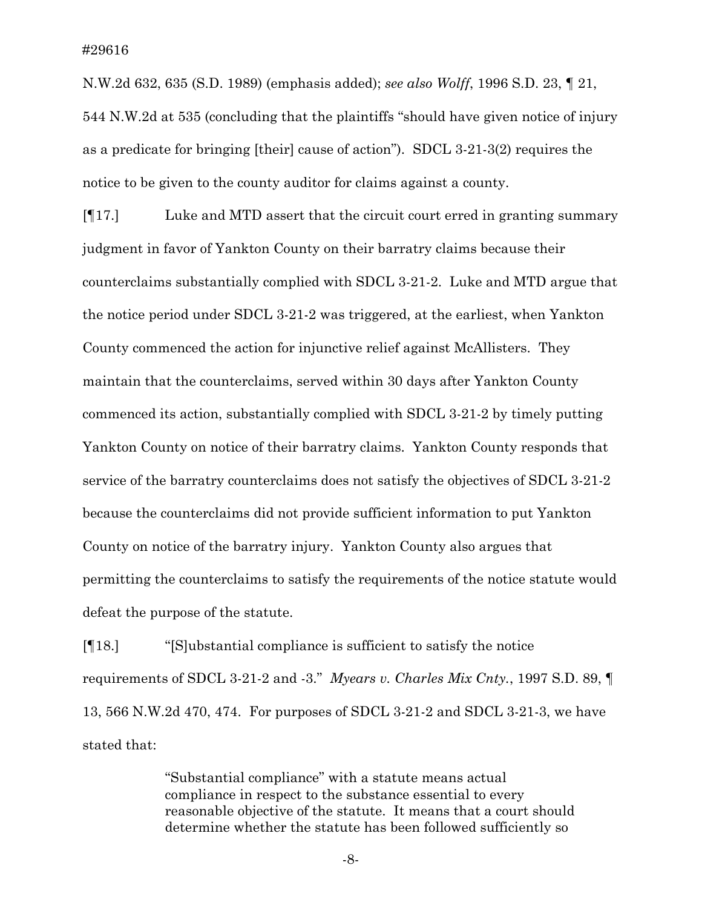N.W.2d 632, 635 (S.D. 1989) (emphasis added); *see also Wolff*, 1996 S.D. 23, ¶ 21, 544 N.W.2d at 535 (concluding that the plaintiffs "should have given notice of injury as a predicate for bringing [their] cause of action"). SDCL 3-21-3(2) requires the notice to be given to the county auditor for claims against a county.

[¶17.] Luke and MTD assert that the circuit court erred in granting summary judgment in favor of Yankton County on their barratry claims because their counterclaims substantially complied with SDCL 3-21-2. Luke and MTD argue that the notice period under SDCL 3-21-2 was triggered, at the earliest, when Yankton County commenced the action for injunctive relief against McAllisters. They maintain that the counterclaims, served within 30 days after Yankton County commenced its action, substantially complied with SDCL 3-21-2 by timely putting Yankton County on notice of their barratry claims. Yankton County responds that service of the barratry counterclaims does not satisfy the objectives of SDCL 3-21-2 because the counterclaims did not provide sufficient information to put Yankton County on notice of the barratry injury. Yankton County also argues that permitting the counterclaims to satisfy the requirements of the notice statute would defeat the purpose of the statute.

[¶18.] "[S]ubstantial compliance is sufficient to satisfy the notice requirements of SDCL 3-21-2 and -3." *Myears v. Charles Mix Cnty.*, 1997 S.D. 89, ¶ 13, 566 N.W.2d 470, 474. For purposes of SDCL 3-21-2 and SDCL 3-21-3, we have stated that:

> "Substantial compliance" with a statute means actual compliance in respect to the substance essential to every reasonable objective of the statute. It means that a court should determine whether the statute has been followed sufficiently so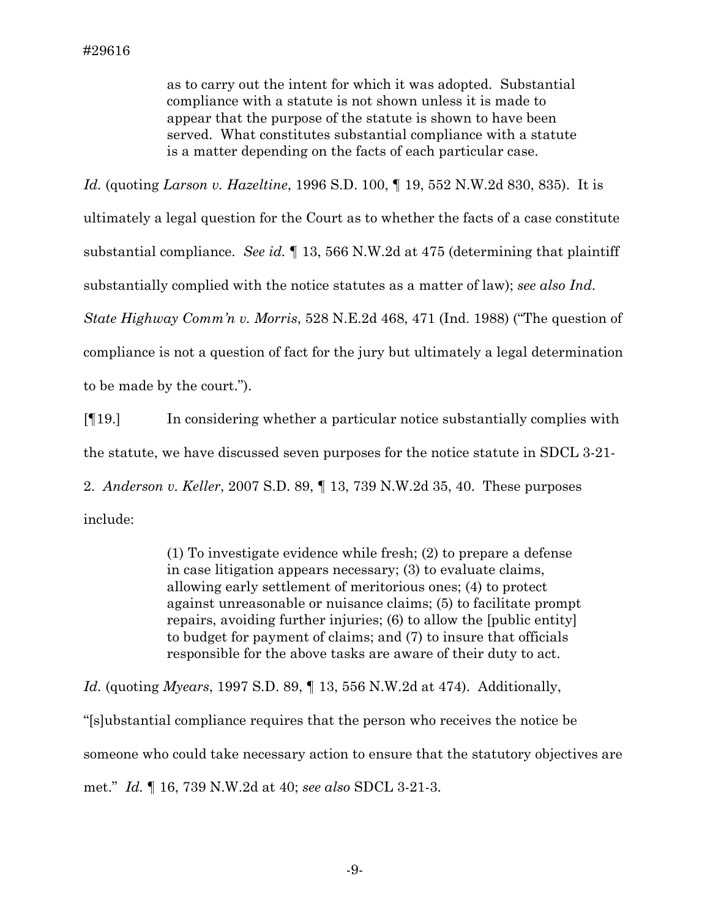> as to carry out the intent for which it was adopted. Substantial compliance with a statute is not shown unless it is made to appear that the purpose of the statute is shown to have been served. What constitutes substantial compliance with a statute is a matter depending on the facts of each particular case.

*Id.* (quoting *Larson v. Hazeltine*, 1996 S.D. 100, ¶ 19, 552 N.W.2d 830, 835). It is ultimately a legal question for the Court as to whether the facts of a case constitute substantial compliance. *See id.* ¶ 13, 566 N.W.2d at 475 (determining that plaintiff substantially complied with the notice statutes as a matter of law); *see also Ind. State Highway Comm'n v. Morris*, 528 N.E.2d 468, 471 (Ind. 1988) ("The question of compliance is not a question of fact for the jury but ultimately a legal determination to be made by the court.").

[¶19.] In considering whether a particular notice substantially complies with the statute, we have discussed seven purposes for the notice statute in SDCL 3-21-2. *Anderson v. Keller*, 2007 S.D. 89, ¶ 13, 739 N.W.2d 35, 40. These purposes include:

> (1) To investigate evidence while fresh; (2) to prepare a defense in case litigation appears necessary; (3) to evaluate claims, allowing early settlement of meritorious ones; (4) to protect against unreasonable or nuisance claims; (5) to facilitate prompt repairs, avoiding further injuries; (6) to allow the [public entity] to budget for payment of claims; and (7) to insure that officials responsible for the above tasks are aware of their duty to act.

*Id.* (quoting *Myears*, 1997 S.D. 89, ¶ 13, 556 N.W.2d at 474). Additionally, "[s]ubstantial compliance requires that the person who receives the notice be someone who could take necessary action to ensure that the statutory objectives are met." *Id.* ¶ 16, 739 N.W.2d at 40; *see also* SDCL 3-21-3.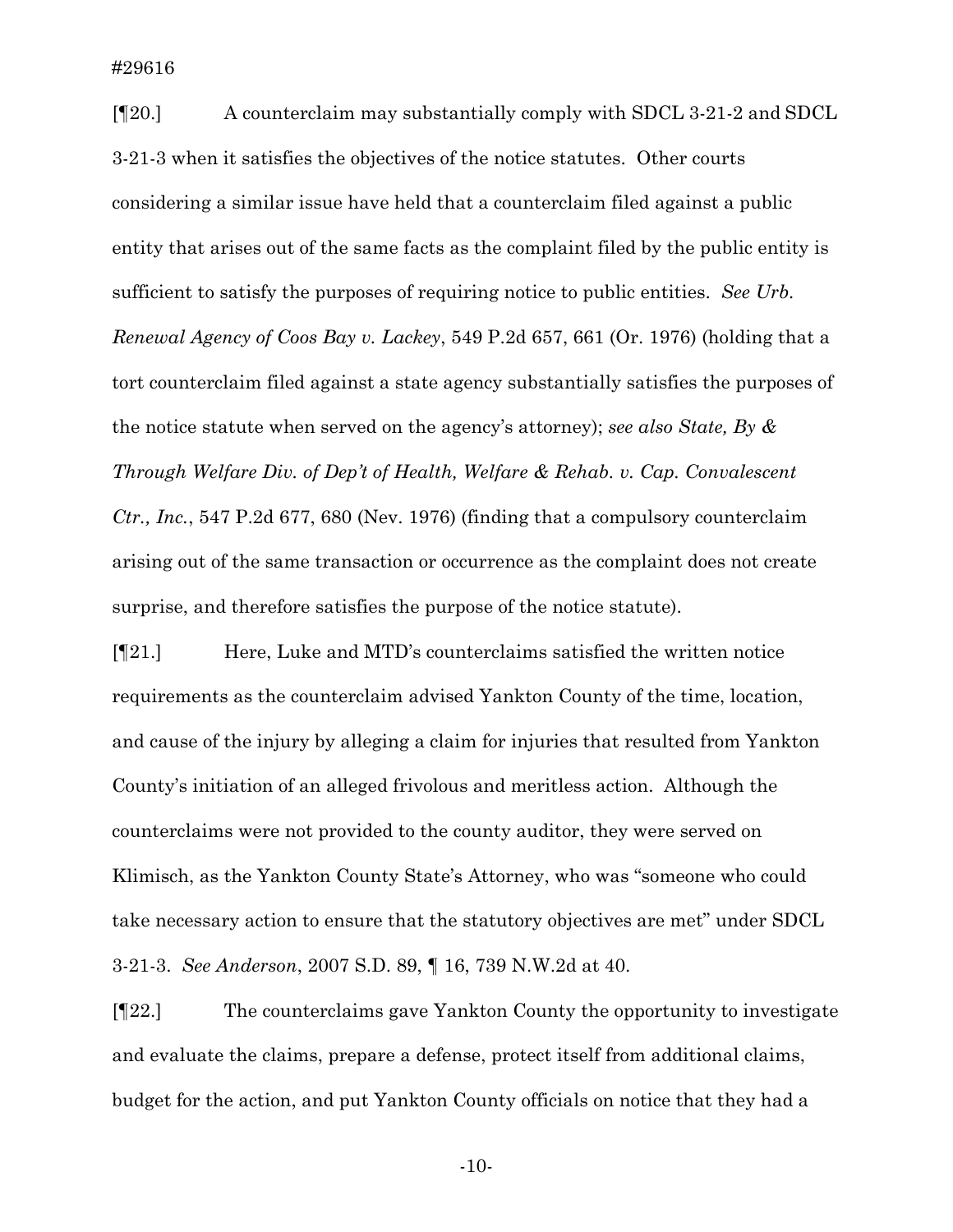[¶20.] A counterclaim may substantially comply with SDCL 3-21-2 and SDCL 3-21-3 when it satisfies the objectives of the notice statutes. Other courts considering a similar issue have held that a counterclaim filed against a public entity that arises out of the same facts as the complaint filed by the public entity is sufficient to satisfy the purposes of requiring notice to public entities. *See Urb. Renewal Agency of Coos Bay v. Lackey*, 549 P.2d 657, 661 (Or. 1976) (holding that a tort counterclaim filed against a state agency substantially satisfies the purposes of the notice statute when served on the agency's attorney); *see also State, By & Through Welfare Div. of Dep't of Health, Welfare & Rehab. v. Cap. Convalescent Ctr., Inc.*, 547 P.2d 677, 680 (Nev. 1976) (finding that a compulsory counterclaim arising out of the same transaction or occurrence as the complaint does not create surprise, and therefore satisfies the purpose of the notice statute).

[¶21.] Here, Luke and MTD's counterclaims satisfied the written notice requirements as the counterclaim advised Yankton County of the time, location, and cause of the injury by alleging a claim for injuries that resulted from Yankton County's initiation of an alleged frivolous and meritless action. Although the counterclaims were not provided to the county auditor, they were served on Klimisch, as the Yankton County State's Attorney, who was "someone who could take necessary action to ensure that the statutory objectives are met" under SDCL 3-21-3. *See Anderson*, 2007 S.D. 89, ¶ 16, 739 N.W.2d at 40.

[¶22.] The counterclaims gave Yankton County the opportunity to investigate and evaluate the claims, prepare a defense, protect itself from additional claims, budget for the action, and put Yankton County officials on notice that they had a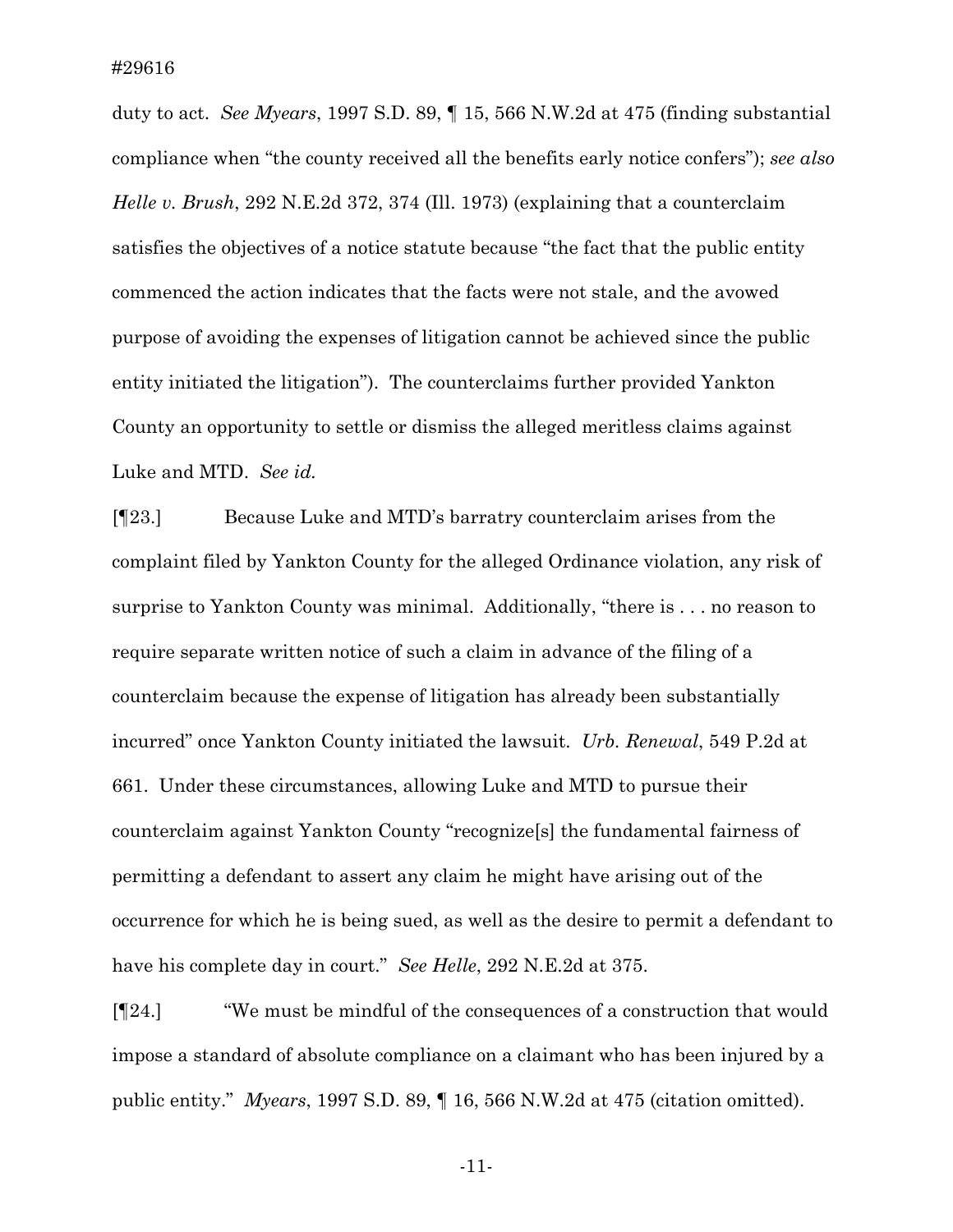duty to act. *See Myears*, 1997 S.D. 89, ¶ 15, 566 N.W.2d at 475 (finding substantial compliance when "the county received all the benefits early notice confers"); *see also Helle v. Brush*, 292 N.E.2d 372, 374 (Ill. 1973) (explaining that a counterclaim satisfies the objectives of a notice statute because "the fact that the public entity commenced the action indicates that the facts were not stale, and the avowed purpose of avoiding the expenses of litigation cannot be achieved since the public entity initiated the litigation"). The counterclaims further provided Yankton County an opportunity to settle or dismiss the alleged meritless claims against Luke and MTD. *See id.*

[¶23.] Because Luke and MTD's barratry counterclaim arises from the complaint filed by Yankton County for the alleged Ordinance violation, any risk of surprise to Yankton County was minimal. Additionally, "there is . . . no reason to require separate written notice of such a claim in advance of the filing of a counterclaim because the expense of litigation has already been substantially incurred" once Yankton County initiated the lawsuit. *Urb. Renewal*, 549 P.2d at 661. Under these circumstances, allowing Luke and MTD to pursue their counterclaim against Yankton County "recognize[s] the fundamental fairness of permitting a defendant to assert any claim he might have arising out of the occurrence for which he is being sued, as well as the desire to permit a defendant to have his complete day in court." *See Helle*, 292 N.E.2d at 375.

[¶24.] "We must be mindful of the consequences of a construction that would impose a standard of absolute compliance on a claimant who has been injured by a public entity." *Myears*, 1997 S.D. 89, ¶ 16, 566 N.W.2d at 475 (citation omitted).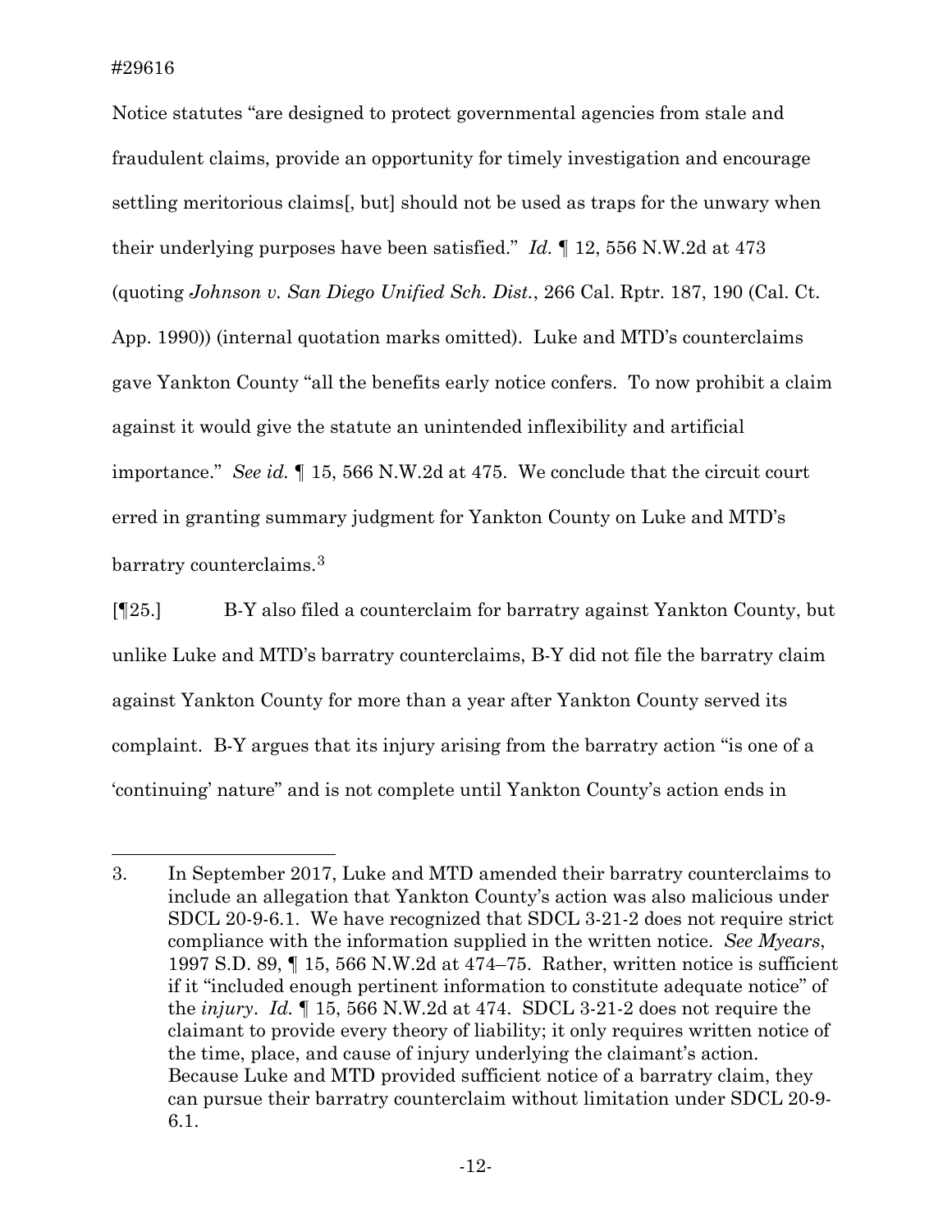Notice statutes "are designed to protect governmental agencies from stale and fraudulent claims, provide an opportunity for timely investigation and encourage settling meritorious claims[, but] should not be used as traps for the unwary when their underlying purposes have been satisfied." *Id.* ¶ 12, 556 N.W.2d at 473 (quoting *Johnson v. San Diego Unified Sch. Dist.*, 266 Cal. Rptr. 187, 190 (Cal. Ct. App. 1990)) (internal quotation marks omitted). Luke and MTD's counterclaims gave Yankton County "all the benefits early notice confers. To now prohibit a claim against it would give the statute an unintended inflexibility and artificial importance." *See id.* ¶ 15, 566 N.W.2d at 475. We conclude that the circuit court erred in granting summary judgment for Yankton County on Luke and MTD's barratry counterclaims.[3]

[¶25.] B-Y also filed a counterclaim for barratry against Yankton County, but unlike Luke and MTD's barratry counterclaims, B-Y did not file the barratry claim against Yankton County for more than a year after Yankton County served its complaint. B-Y argues that its injury arising from the barratry action "is one of a 'continuing' nature" and is not complete until Yankton County's action ends in

---

3. In September 2017, Luke and MTD amended their barratry counterclaims to include an allegation that Yankton County's action was also malicious under SDCL 20-9-6.1. We have recognized that SDCL 3-21-2 does not require strict compliance with the information supplied in the written notice. *See Myears*, 1997 S.D. 89, ¶ 15, 566 N.W.2d at 474–75. Rather, written notice is sufficient if it "included enough pertinent information to constitute adequate notice" of the *injury*. *Id.* ¶ 15, 566 N.W.2d at 474. SDCL 3-21-2 does not require the claimant to provide every theory of liability; it only requires written notice of the time, place, and cause of injury underlying the claimant's action. Because Luke and MTD provided sufficient notice of a barratry claim, they can pursue their barratry counterclaim without limitation under SDCL 20-9-6.1.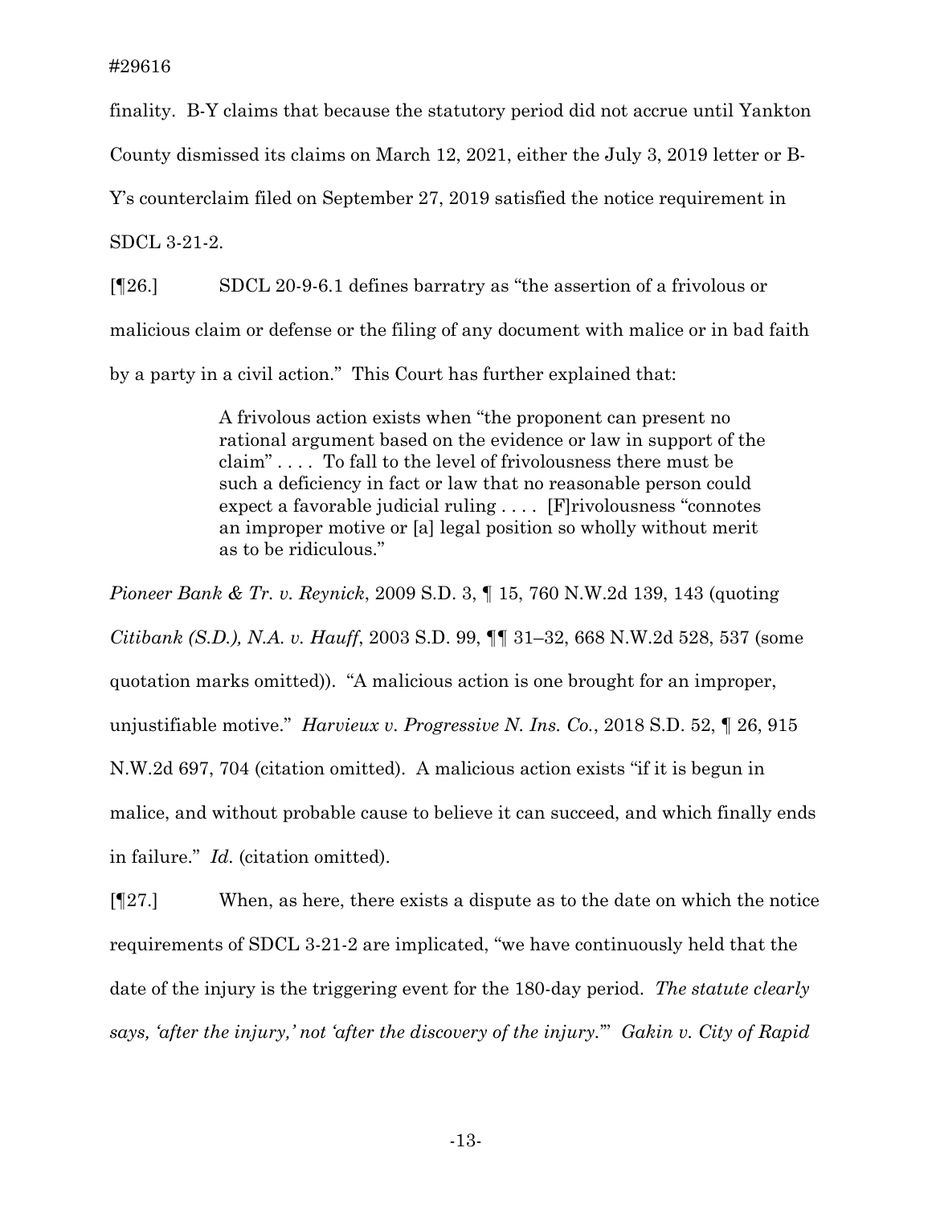finality. B-Y claims that because the statutory period did not accrue until Yankton County dismissed its claims on March 12, 2021, either the July 3, 2019 letter or B-Y's counterclaim filed on September 27, 2019 satisfied the notice requirement in SDCL 3-21-2.

[¶26.] SDCL 20-9-6.1 defines barratry as "the assertion of a frivolous or malicious claim or defense or the filing of any document with malice or in bad faith by a party in a civil action." This Court has further explained that:

> A frivolous action exists when "the proponent can present no rational argument based on the evidence or law in support of the claim" . . . . To fall to the level of frivolousness there must be such a deficiency in fact or law that no reasonable person could expect a favorable judicial ruling . . . . [F]rivolousness "connotes an improper motive or [a] legal position so wholly without merit as to be ridiculous."

*Pioneer Bank & Tr. v. Reynick*, 2009 S.D. 3, ¶ 15, 760 N.W.2d 139, 143 (quoting *Citibank (S.D.), N.A. v. Hauff*, 2003 S.D. 99, ¶¶ 31–32, 668 N.W.2d 528, 537 (some quotation marks omitted)). "A malicious action is one brought for an improper, unjustifiable motive." *Harvieux v. Progressive N. Ins. Co.*, 2018 S.D. 52, ¶ 26, 915 N.W.2d 697, 704 (citation omitted). A malicious action exists "if it is begun in malice, and without probable cause to believe it can succeed, and which finally ends in failure." *Id.* (citation omitted).

[¶27.] When, as here, there exists a dispute as to the date on which the notice requirements of SDCL 3-21-2 are implicated, "we have continuously held that the date of the injury is the triggering event for the 180-day period. *The statute clearly says, 'after the injury,' not 'after the discovery of the injury.'*" *Gakin v. City of Rapid*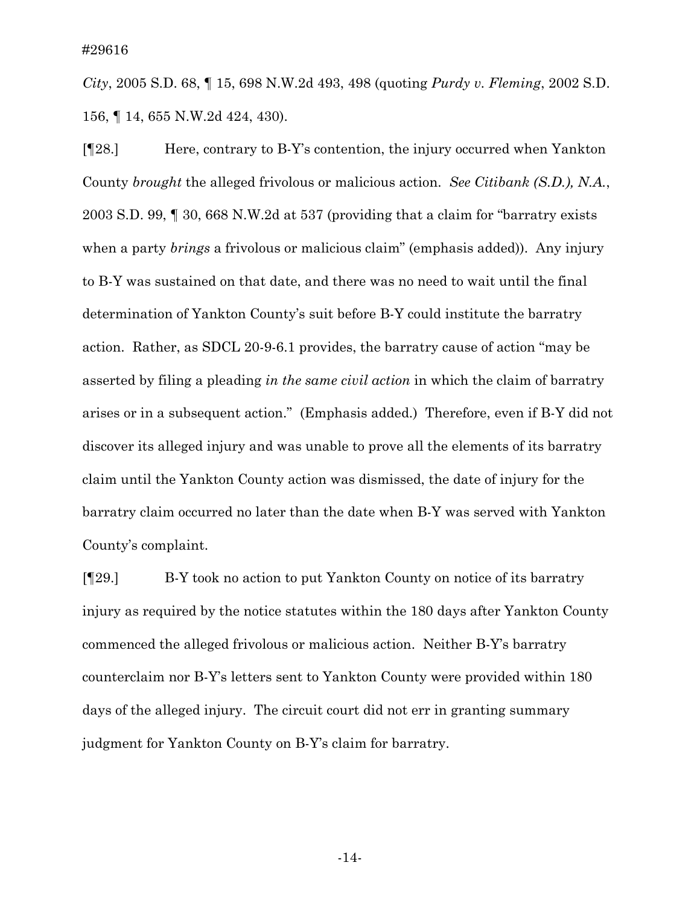*City*, 2005 S.D. 68, ¶ 15, 698 N.W.2d 493, 498 (quoting *Purdy v. Fleming*, 2002 S.D. 156, ¶ 14, 655 N.W.2d 424, 430).

[¶28.] Here, contrary to B-Y's contention, the injury occurred when Yankton County *brought* the alleged frivolous or malicious action. *See Citibank (S.D.), N.A.*, 2003 S.D. 99, ¶ 30, 668 N.W.2d at 537 (providing that a claim for "barratry exists when a party *brings* a frivolous or malicious claim" (emphasis added)). Any injury to B-Y was sustained on that date, and there was no need to wait until the final determination of Yankton County's suit before B-Y could institute the barratry action. Rather, as SDCL 20-9-6.1 provides, the barratry cause of action "may be asserted by filing a pleading *in the same civil action* in which the claim of barratry arises or in a subsequent action." (Emphasis added.) Therefore, even if B-Y did not discover its alleged injury and was unable to prove all the elements of its barratry claim until the Yankton County action was dismissed, the date of injury for the barratry claim occurred no later than the date when B-Y was served with Yankton County's complaint.

[¶29.] B-Y took no action to put Yankton County on notice of its barratry injury as required by the notice statutes within the 180 days after Yankton County commenced the alleged frivolous or malicious action. Neither B-Y's barratry counterclaim nor B-Y's letters sent to Yankton County were provided within 180 days of the alleged injury. The circuit court did not err in granting summary judgment for Yankton County on B-Y's claim for barratry.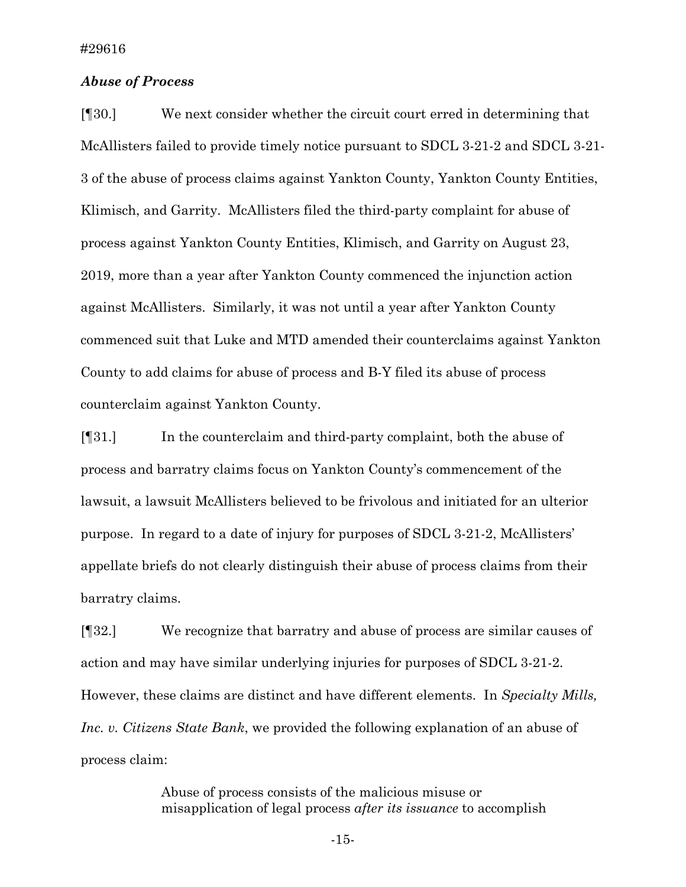### *Abuse of Process*

[¶30.] We next consider whether the circuit court erred in determining that McAllisters failed to provide timely notice pursuant to SDCL 3-21-2 and SDCL 3-21-3 of the abuse of process claims against Yankton County, Yankton County Entities, Klimisch, and Garrity. McAllisters filed the third-party complaint for abuse of process against Yankton County Entities, Klimisch, and Garrity on August 23, 2019, more than a year after Yankton County commenced the injunction action against McAllisters. Similarly, it was not until a year after Yankton County commenced suit that Luke and MTD amended their counterclaims against Yankton County to add claims for abuse of process and B-Y filed its abuse of process counterclaim against Yankton County.

[¶31.] In the counterclaim and third-party complaint, both the abuse of process and barratry claims focus on Yankton County's commencement of the lawsuit, a lawsuit McAllisters believed to be frivolous and initiated for an ulterior purpose. In regard to a date of injury for purposes of SDCL 3-21-2, McAllisters' appellate briefs do not clearly distinguish their abuse of process claims from their barratry claims.

[¶32.] We recognize that barratry and abuse of process are similar causes of action and may have similar underlying injuries for purposes of SDCL 3-21-2. However, these claims are distinct and have different elements. In *Specialty Mills, Inc. v. Citizens State Bank*, we provided the following explanation of an abuse of process claim:

> Abuse of process consists of the malicious misuse or misapplication of legal process *after its issuance* to accomplish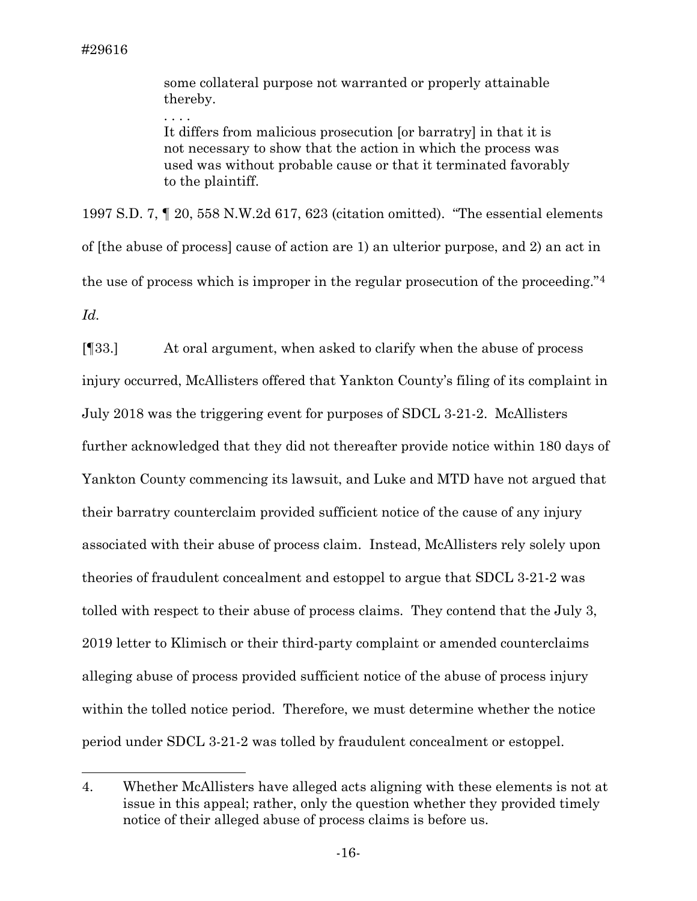> some collateral purpose not warranted or properly attainable thereby.
>
> . . . .
>
> It differs from malicious prosecution [or barratry] in that it is not necessary to show that the action in which the process was used was without probable cause or that it terminated favorably to the plaintiff.

1997 S.D. 7, ¶ 20, 558 N.W.2d 617, 623 (citation omitted). "The essential elements of [the abuse of process] cause of action are 1) an ulterior purpose, and 2) an act in the use of process which is improper in the regular prosecution of the proceeding."[4] *Id.*

[¶33.] At oral argument, when asked to clarify when the abuse of process injury occurred, McAllisters offered that Yankton County's filing of its complaint in July 2018 was the triggering event for purposes of SDCL 3-21-2. McAllisters further acknowledged that they did not thereafter provide notice within 180 days of Yankton County commencing its lawsuit, and Luke and MTD have not argued that their barratry counterclaim provided sufficient notice of the cause of any injury associated with their abuse of process claim. Instead, McAllisters rely solely upon theories of fraudulent concealment and estoppel to argue that SDCL 3-21-2 was tolled with respect to their abuse of process claims. They contend that the July 3, 2019 letter to Klimisch or their third-party complaint or amended counterclaims alleging abuse of process provided sufficient notice of the abuse of process injury within the tolled notice period. Therefore, we must determine whether the notice period under SDCL 3-21-2 was tolled by fraudulent concealment or estoppel.

---

4. Whether McAllisters have alleged acts aligning with these elements is not at issue in this appeal; rather, only the question whether they provided timely notice of their alleged abuse of process claims is before us.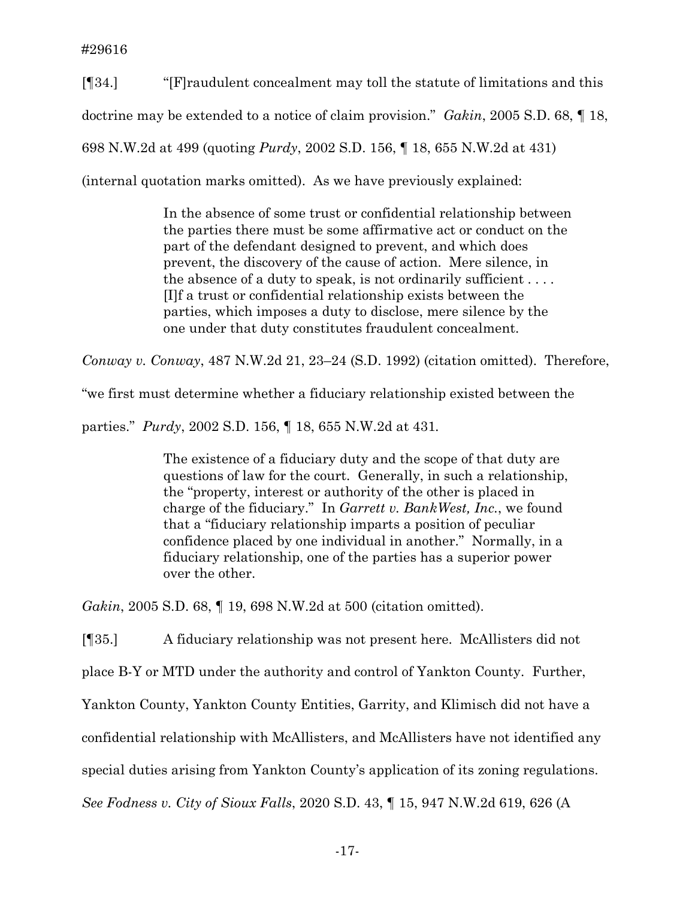[¶34.] "[F]raudulent concealment may toll the statute of limitations and this doctrine may be extended to a notice of claim provision." *Gakin*, 2005 S.D. 68, ¶ 18, 698 N.W.2d at 499 (quoting *Purdy*, 2002 S.D. 156, ¶ 18, 655 N.W.2d at 431) (internal quotation marks omitted). As we have previously explained:

> In the absence of some trust or confidential relationship between the parties there must be some affirmative act or conduct on the part of the defendant designed to prevent, and which does prevent, the discovery of the cause of action. Mere silence, in the absence of a duty to speak, is not ordinarily sufficient . . . . [I]f a trust or confidential relationship exists between the parties, which imposes a duty to disclose, mere silence by the one under that duty constitutes fraudulent concealment.

*Conway v. Conway*, 487 N.W.2d 21, 23–24 (S.D. 1992) (citation omitted). Therefore, "we first must determine whether a fiduciary relationship existed between the parties." *Purdy*, 2002 S.D. 156, ¶ 18, 655 N.W.2d at 431.

> The existence of a fiduciary duty and the scope of that duty are questions of law for the court. Generally, in such a relationship, the "property, interest or authority of the other is placed in charge of the fiduciary." In *Garrett v. BankWest, Inc.*, we found that a "fiduciary relationship imparts a position of peculiar confidence placed by one individual in another." Normally, in a fiduciary relationship, one of the parties has a superior power over the other.

*Gakin*, 2005 S.D. 68, ¶ 19, 698 N.W.2d at 500 (citation omitted).

[¶35.] A fiduciary relationship was not present here. McAllisters did not place B-Y or MTD under the authority and control of Yankton County. Further, Yankton County, Yankton County Entities, Garrity, and Klimisch did not have a confidential relationship with McAllisters, and McAllisters have not identified any special duties arising from Yankton County's application of its zoning regulations. *See Fodness v. City of Sioux Falls*, 2020 S.D. 43, ¶ 15, 947 N.W.2d 619, 626 (A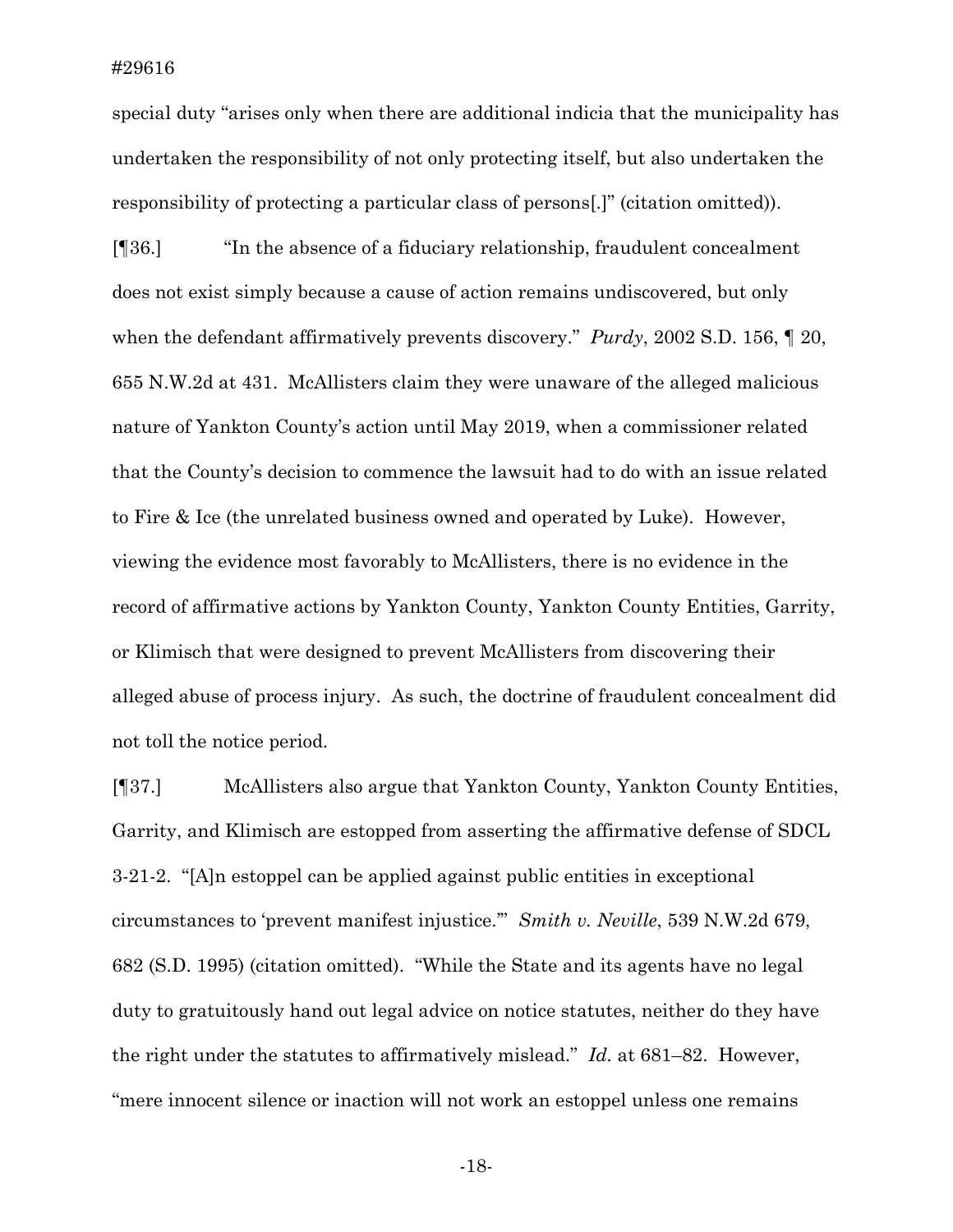special duty "arises only when there are additional indicia that the municipality has undertaken the responsibility of not only protecting itself, but also undertaken the responsibility of protecting a particular class of persons[.]" (citation omitted)).

[¶36.] "In the absence of a fiduciary relationship, fraudulent concealment does not exist simply because a cause of action remains undiscovered, but only when the defendant affirmatively prevents discovery." *Purdy*, 2002 S.D. 156, ¶ 20, 655 N.W.2d at 431. McAllisters claim they were unaware of the alleged malicious nature of Yankton County's action until May 2019, when a commissioner related that the County's decision to commence the lawsuit had to do with an issue related to Fire & Ice (the unrelated business owned and operated by Luke). However, viewing the evidence most favorably to McAllisters, there is no evidence in the record of affirmative actions by Yankton County, Yankton County Entities, Garrity, or Klimisch that were designed to prevent McAllisters from discovering their alleged abuse of process injury. As such, the doctrine of fraudulent concealment did not toll the notice period.

[¶37.] McAllisters also argue that Yankton County, Yankton County Entities, Garrity, and Klimisch are estopped from asserting the affirmative defense of SDCL 3-21-2. "[A]n estoppel can be applied against public entities in exceptional circumstances to 'prevent manifest injustice.'" *Smith v. Neville*, 539 N.W.2d 679, 682 (S.D. 1995) (citation omitted). "While the State and its agents have no legal duty to gratuitously hand out legal advice on notice statutes, neither do they have the right under the statutes to affirmatively mislead." *Id.* at 681–82. However, "mere innocent silence or inaction will not work an estoppel unless one remains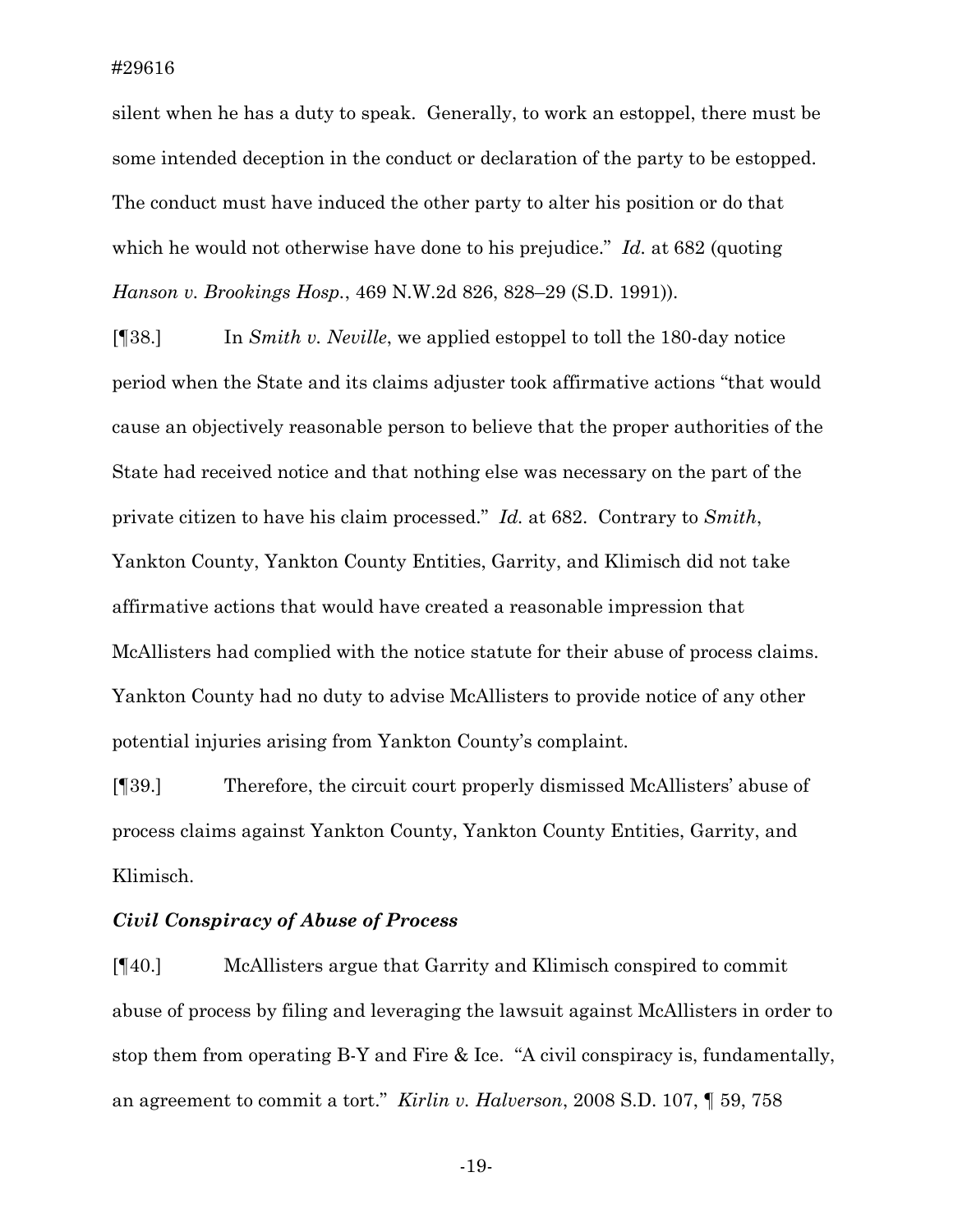silent when he has a duty to speak. Generally, to work an estoppel, there must be some intended deception in the conduct or declaration of the party to be estopped. The conduct must have induced the other party to alter his position or do that which he would not otherwise have done to his prejudice." *Id.* at 682 (quoting *Hanson v. Brookings Hosp.*, 469 N.W.2d 826, 828–29 (S.D. 1991)).

[¶38.] In *Smith v. Neville*, we applied estoppel to toll the 180-day notice period when the State and its claims adjuster took affirmative actions "that would cause an objectively reasonable person to believe that the proper authorities of the State had received notice and that nothing else was necessary on the part of the private citizen to have his claim processed." *Id.* at 682. Contrary to *Smith*, Yankton County, Yankton County Entities, Garrity, and Klimisch did not take affirmative actions that would have created a reasonable impression that McAllisters had complied with the notice statute for their abuse of process claims. Yankton County had no duty to advise McAllisters to provide notice of any other potential injuries arising from Yankton County's complaint.

[¶39.] Therefore, the circuit court properly dismissed McAllisters' abuse of process claims against Yankton County, Yankton County Entities, Garrity, and Klimisch.

***Civil Conspiracy of Abuse of Process***

[¶40.] McAllisters argue that Garrity and Klimisch conspired to commit abuse of process by filing and leveraging the lawsuit against McAllisters in order to stop them from operating B-Y and Fire & Ice. "A civil conspiracy is, fundamentally, an agreement to commit a tort." *Kirlin v. Halverson*, 2008 S.D. 107, ¶ 59, 758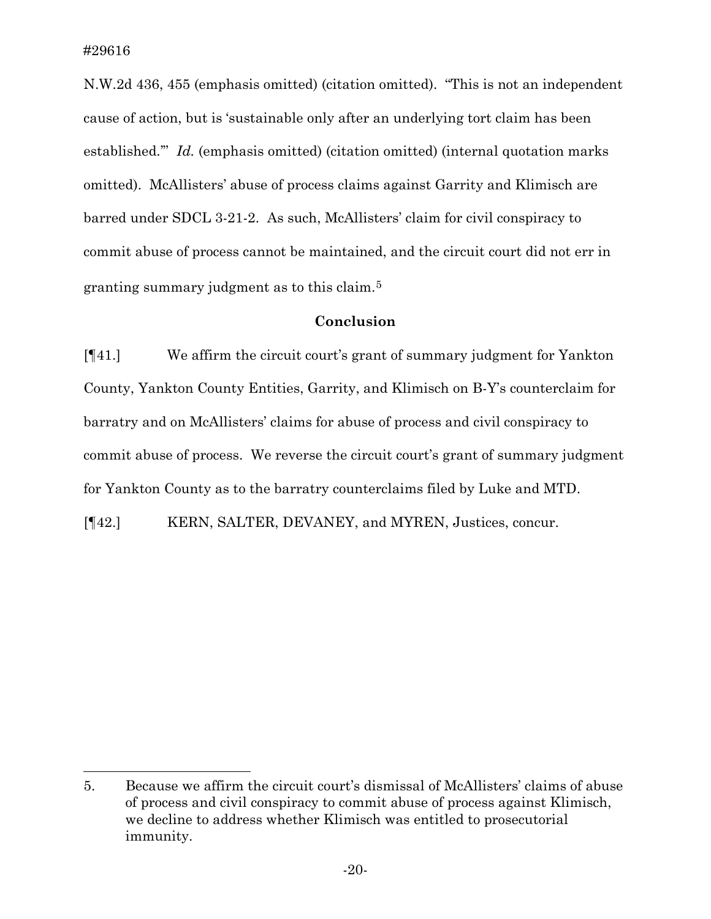N.W.2d 436, 455 (emphasis omitted) (citation omitted). "This is not an independent cause of action, but is 'sustainable only after an underlying tort claim has been established.'" *Id.* (emphasis omitted) (citation omitted) (internal quotation marks omitted). McAllisters' abuse of process claims against Garrity and Klimisch are barred under SDCL 3-21-2. As such, McAllisters' claim for civil conspiracy to commit abuse of process cannot be maintained, and the circuit court did not err in granting summary judgment as to this claim.[5]

## Conclusion

[¶41.] We affirm the circuit court's grant of summary judgment for Yankton County, Yankton County Entities, Garrity, and Klimisch on B-Y's counterclaim for barratry and on McAllisters' claims for abuse of process and civil conspiracy to commit abuse of process. We reverse the circuit court's grant of summary judgment for Yankton County as to the barratry counterclaims filed by Luke and MTD.

[¶42.] KERN, SALTER, DEVANEY, and MYREN, Justices, concur.

---

5. Because we affirm the circuit court's dismissal of McAllisters' claims of abuse of process and civil conspiracy to commit abuse of process against Klimisch, we decline to address whether Klimisch was entitled to prosecutorial immunity.